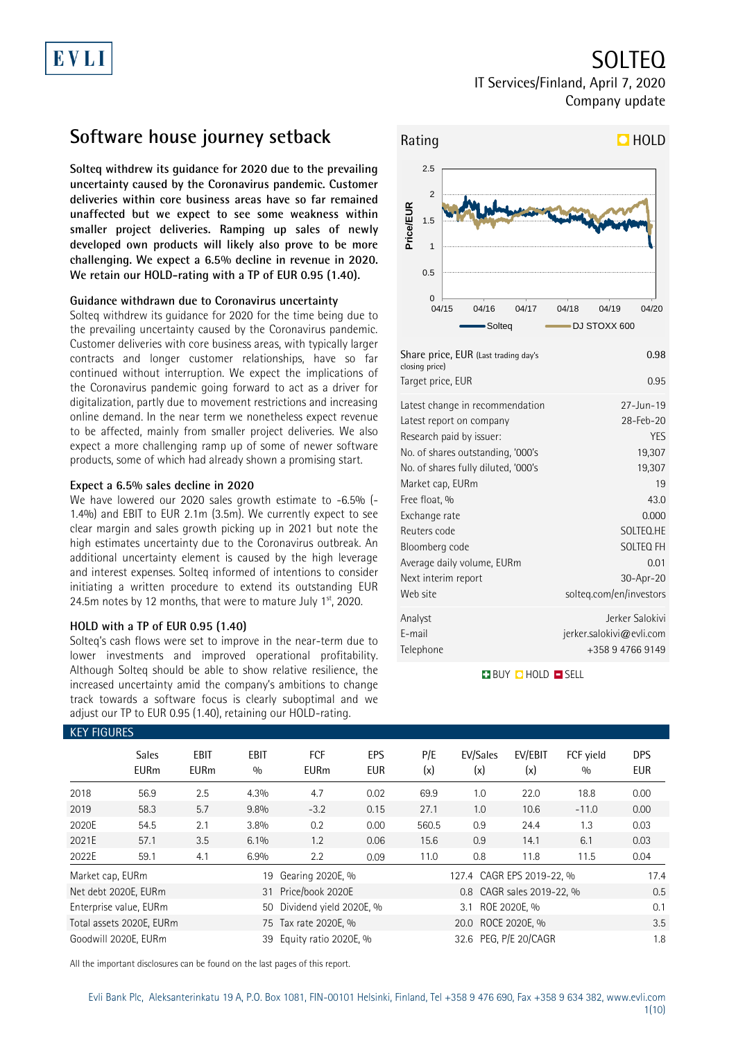# SOLTEQ

IT Services/Finland, April 7, 2020
Company update

## Software house journey setback

**Solteq withdrew its guidance for 2020 due to the prevailing uncertainty caused by the Coronavirus pandemic. Customer deliveries within core business areas have so far remained unaffected but we expect to see some weakness within smaller project deliveries. Ramping up sales of newly developed own products will likely also prove to be more challenging. We expect a 6.5% decline in revenue in 2020. We retain our HOLD-rating with a TP of EUR 0.95 (1.40).**

### Guidance withdrawn due to Coronavirus uncertainty

Solteq withdrew its guidance for 2020 for the time being due to the prevailing uncertainty caused by the Coronavirus pandemic. Customer deliveries with core business areas, with typically larger contracts and longer customer relationships, have so far continued without interruption. We expect the implications of the Coronavirus pandemic going forward to act as a driver for digitalization, partly due to movement restrictions and increasing online demand. In the near term we nonetheless expect revenue to be affected, mainly from smaller project deliveries. We also expect a more challenging ramp up of some of newer software products, some of which had already shown a promising start.

### Expect a 6.5% sales decline in 2020

We have lowered our 2020 sales growth estimate to -6.5% (-1.4%) and EBIT to EUR 2.1m (3.5m). We currently expect to see clear margin and sales growth picking up in 2021 but note the high estimates uncertainty due to the Coronavirus outbreak. An additional uncertainty element is caused by the high leverage and interest expenses. Solteq informed of intentions to consider initiating a written procedure to extend its outstanding EUR 24.5m notes by 12 months, that were to mature July 1st, 2020.

### HOLD with a TP of EUR 0.95 (1.40)

Solteq's cash flows were set to improve in the near-term due to lower investments and improved operational profitability. Although Solteq should be able to show relative resilience, the increased uncertainty amid the company's ambitions to change track towards a software focus is clearly suboptimal and we adjust our TP to EUR 0.95 (1.40), retaining our HOLD-rating.

**Rating: HOLD**

| | |
|---|---|
| Share price, EUR (Last trading day's closing price) | 0.98 |
| Target price, EUR | 0.95 |
| Latest change in recommendation | 27-Jun-19 |
| Latest report on company | 28-Feb-20 |
| Research paid by issuer: | YES |
| No. of shares outstanding, '000's | 19,307 |
| No. of shares fully diluted, '000's | 19,307 |
| Market cap, EURm | 19 |
| Free float, % | 43.0 |
| Exchange rate | 0.000 |
| Reuters code | SOLTEQ.HE |
| Bloomberg code | SOLTEQ FH |
| Average daily volume, EURm | 0.01 |
| Next interim report | 30-Apr-20 |
| Web site | solteq.com/en/investors |
| Analyst | Jerker Salokivi |
| E-mail | jerker.salokivi@evli.com |
| Telephone | +358 9 4766 9149 |

### KEY FIGURES

| | Sales EURm | EBIT EURm | EBIT % | FCF EURm | EPS EUR | P/E (x) | EV/Sales (x) | EV/EBIT (x) | FCF yield % | DPS EUR |
|---|---|---|---|---|---|---|---|---|---|---|
| 2018 | 56.9 | 2.5 | 4.3% | 4.7 | 0.02 | 69.9 | 1.0 | 22.0 | 18.8 | 0.00 |
| 2019 | 58.3 | 5.7 | 9.8% | -3.2 | 0.15 | 27.1 | 1.0 | 10.6 | -11.0 | 0.00 |
| 2020E | 54.5 | 2.1 | 3.8% | 0.2 | 0.00 | 560.5 | 0.9 | 24.4 | 1.3 | 0.03 |
| 2021E | 57.1 | 3.5 | 6.1% | 1.2 | 0.06 | 15.6 | 0.9 | 14.1 | 6.1 | 0.03 |
| 2022E | 59.1 | 4.1 | 6.9% | 2.2 | 0.09 | 11.0 | 0.8 | 11.8 | 11.5 | 0.04 |

| | | | | | |
|---|---|---|---|---|---|
| Market cap, EURm | 19 | Gearing 2020E, % | 127.4 | CAGR EPS 2019-22, % | 17.4 |
| Net debt 2020E, EURm | 31 | Price/book 2020E | 0.8 | CAGR sales 2019-22, % | 0.5 |
| Enterprise value, EURm | 50 | Dividend yield 2020E, % | 3.1 | ROE 2020E, % | 0.1 |
| Total assets 2020E, EURm | 75 | Tax rate 2020E, % | 20.0 | ROCE 2020E, % | 3.5 |
| Goodwill 2020E, EURm | 39 | Equity ratio 2020E, % | 32.6 | PEG, P/E 20/CAGR | 1.8 |

All the important disclosures can be found on the last pages of this report.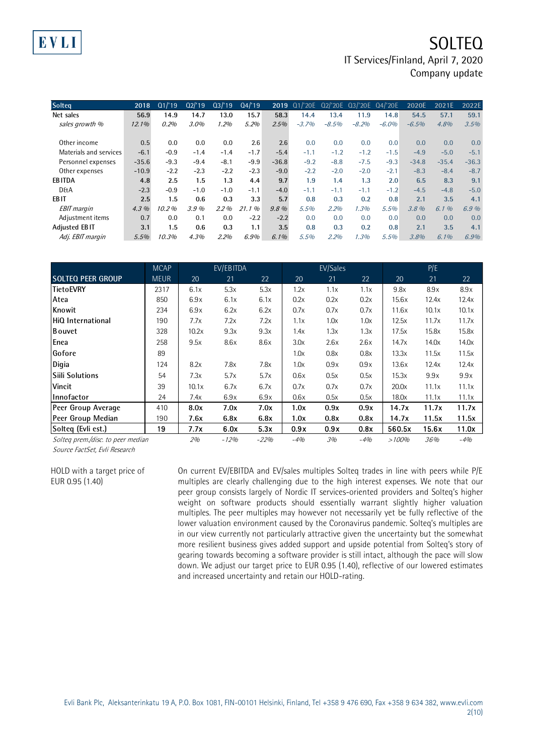# SOLTEQ

IT Services/Finland, April 7, 2020

Company update

| Solteq | 2018 | Q1/'19 | Q2/'19 | Q3/'19 | Q4/'19 | 2019 | Q1/'20E | Q2/'20E | Q3/'20E | Q4/'20E | 2020E | 2021E | 2022E |
|---|---|---|---|---|---|---|---|---|---|---|---|---|---|
| Net sales | 56.9 | 14.9 | 14.7 | 13.0 | 15.7 | 58.3 | 14.4 | 13.4 | 11.9 | 14.8 | 54.5 | 57.1 | 59.1 |
| *sales growth %* | *12.1%* | *0.2%* | *3.0%* | *1.2%* | *5.2%* | *2.5%* | *-3.7%* | *-8.5%* | *-8.2%* | *-6.0%* | *-6.5%* | *4.8%* | *3.5%* |
| | | | | | | | | | | | | | |
| Other income | 0.5 | 0.0 | 0.0 | 0.0 | 2.6 | 2.6 | 0.0 | 0.0 | 0.0 | 0.0 | 0.0 | 0.0 | 0.0 |
| Materials and services | -6.1 | -0.9 | -1.4 | -1.4 | -1.7 | -5.4 | -1.1 | -1.2 | -1.2 | -1.5 | -4.9 | -5.0 | -5.1 |
| Personnel expenses | -35.6 | -9.3 | -9.4 | -8.1 | -9.9 | -36.8 | -9.2 | -8.8 | -7.5 | -9.3 | -34.8 | -35.4 | -36.3 |
| Other expenses | -10.9 | -2.2 | -2.3 | -2.2 | -2.3 | -9.0 | -2.2 | -2.0 | -2.0 | -2.1 | -8.3 | -8.4 | -8.7 |
| **EBITDA** | **4.8** | **2.5** | **1.5** | **1.3** | **4.4** | **9.7** | **1.9** | **1.4** | **1.3** | **2.0** | **6.5** | **8.3** | **9.1** |
| D&A | -2.3 | -0.9 | -1.0 | -1.0 | -1.1 | -4.0 | -1.1 | -1.1 | -1.1 | -1.2 | -4.5 | -4.8 | -5.0 |
| **EBIT** | **2.5** | **1.5** | **0.6** | **0.3** | **3.3** | **5.7** | **0.8** | **0.3** | **0.2** | **0.8** | **2.1** | **3.5** | **4.1** |
| *EBIT margin* | *4.3 %* | *10.2 %* | *3.9 %* | *2.2 %* | *21.1 %* | *9.8 %* | *5.5%* | *2.2%* | *1.3%* | *5.5%* | *3.8 %* | *6.1 %* | *6.9 %* |
| Adjustment items | 0.7 | 0.0 | 0.1 | 0.0 | -2.2 | -2.2 | 0.0 | 0.0 | 0.0 | 0.0 | 0.0 | 0.0 | 0.0 |
| **Adjusted EBIT** | **3.1** | **1.5** | **0.6** | **0.3** | **1.1** | **3.5** | **0.8** | **0.3** | **0.2** | **0.8** | **2.1** | **3.5** | **4.1** |
| *Adj. EBIT margin* | *5.5%* | *10.3%* | *4.3%* | *2.2%* | *6.9%* | *6.1%* | *5.5%* | *2.2%* | *1.3%* | *5.5%* | *3.8%* | *6.1%* | *6.9%* |

| | MCAP | EV/EBITDA | | | EV/Sales | | | P/E | | |
|---|---|---|---|---|---|---|---|---|---|---|
| **SOLTEQ PEER GROUP** | MEUR | 20 | 21 | 22 | 20 | 21 | 22 | 20 | 21 | 22 |
| TietoEVRY | 2317 | 6.1x | 5.3x | 5.3x | 1.2x | 1.1x | 1.1x | 9.8x | 8.9x | 8.9x |
| Atea | 850 | 6.9x | 6.1x | 6.1x | 0.2x | 0.2x | 0.2x | 15.6x | 12.4x | 12.4x |
| Knowit | 234 | 6.9x | 6.2x | 6.2x | 0.7x | 0.7x | 0.7x | 11.6x | 10.1x | 10.1x |
| HiQ International | 190 | 7.7x | 7.2x | 7.2x | 1.1x | 1.0x | 1.0x | 12.5x | 11.7x | 11.7x |
| Bouvet | 328 | 10.2x | 9.3x | 9.3x | 1.4x | 1.3x | 1.3x | 17.5x | 15.8x | 15.8x |
| Enea | 258 | 9.5x | 8.6x | 8.6x | 3.0x | 2.6x | 2.6x | 14.7x | 14.0x | 14.0x |
| Gofore | 89 | | | | 1.0x | 0.8x | 0.8x | 13.3x | 11.5x | 11.5x |
| Digia | 124 | 8.2x | 7.8x | 7.8x | 1.0x | 0.9x | 0.9x | 13.6x | 12.4x | 12.4x |
| Siili Solutions | 54 | 7.3x | 5.7x | 5.7x | 0.6x | 0.5x | 0.5x | 15.3x | 9.9x | 9.9x |
| Vincit | 39 | 10.1x | 6.7x | 6.7x | 0.7x | 0.7x | 0.7x | 20.0x | 11.1x | 11.1x |
| Innofactor | 24 | 7.4x | 6.9x | 6.9x | 0.6x | 0.5x | 0.5x | 18.0x | 11.1x | 11.1x |
| **Peer Group Average** | 410 | **8.0x** | **7.0x** | **7.0x** | **1.0x** | **0.9x** | **0.9x** | **14.7x** | **11.7x** | **11.7x** |
| **Peer Group Median** | 190 | **7.6x** | **6.8x** | **6.8x** | **1.0x** | **0.8x** | **0.8x** | **14.7x** | **11.5x** | **11.5x** |
| **Solteq (Evli est.)** | **19** | **7.7x** | **6.0x** | **5.3x** | **0.9x** | **0.9x** | **0.8x** | **560.5x** | **15.6x** | **11.0x** |
| *Solteq prem./disc. to peer median* | | *2%* | *-12%* | *-22%* | *-4%* | *3%* | *-4%* | *>100%* | *36%* | *-4%* |

*Source FactSet, Evli Research*

HOLD with a target price of EUR 0.95 (1.40)

On current EV/EBITDA and EV/sales multiples Solteq trades in line with peers while P/E multiples are clearly challenging due to the high interest expenses. We note that our peer group consists largely of Nordic IT services-oriented providers and Solteq's higher weight on software products should essentially warrant slightly higher valuation multiples. The peer multiples may however not necessarily yet be fully reflective of the lower valuation environment caused by the Coronavirus pandemic. Solteq's multiples are in our view currently not particularly attractive given the uncertainty but the somewhat more resilient business gives added support and upside potential from Solteq's story of gearing towards becoming a software provider is still intact, although the pace will slow down. We adjust our target price to EUR 0.95 (1.40), reflective of our lowered estimates and increased uncertainty and retain our HOLD-rating.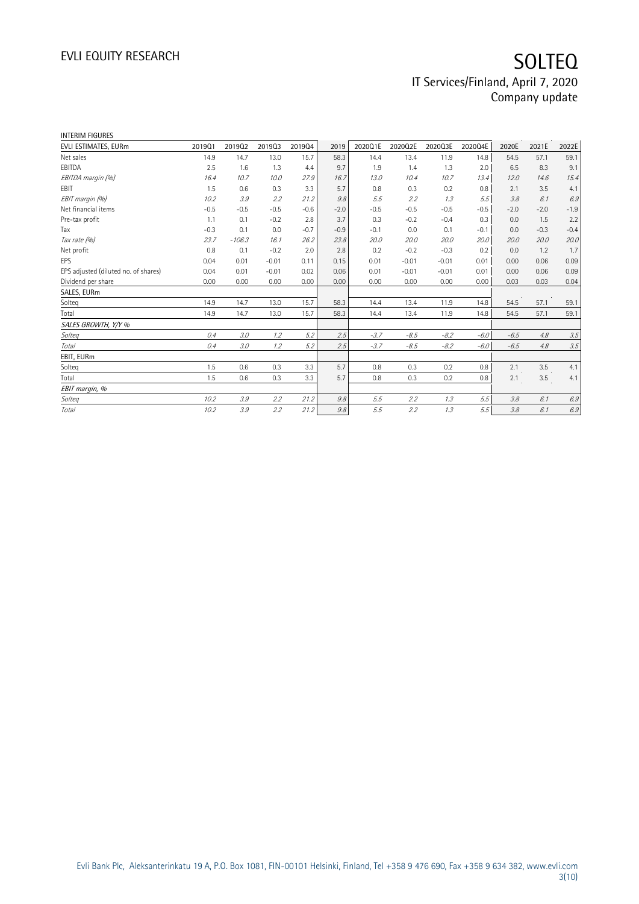INTERIM FIGURES

| EVLI ESTIMATES, EURm | 2019Q1 | 2019Q2 | 2019Q3 | 2019Q4 | 2019 | 2020Q1E | 2020Q2E | 2020Q3E | 2020Q4E | 2020E | 2021E | 2022E |
|---|---|---|---|---|---|---|---|---|---|---|---|---|
| Net sales | 14.9 | 14.7 | 13.0 | 15.7 | 58.3 | 14.4 | 13.4 | 11.9 | 14.8 | 54.5 | 57.1 | 59.1 |
| EBITDA | 2.5 | 1.6 | 1.3 | 4.4 | 9.7 | 1.9 | 1.4 | 1.3 | 2.0 | 6.5 | 8.3 | 9.1 |
| *EBITDA margin (%)* | *16.4* | *10.7* | *10.0* | *27.9* | *16.7* | *13.0* | *10.4* | *10.7* | *13.4* | *12.0* | *14.6* | *15.4* |
| EBIT | 1.5 | 0.6 | 0.3 | 3.3 | 5.7 | 0.8 | 0.3 | 0.2 | 0.8 | 2.1 | 3.5 | 4.1 |
| *EBIT margin (%)* | *10.2* | *3.9* | *2.2* | *21.2* | *9.8* | *5.5* | *2.2* | *1.3* | *5.5* | *3.8* | *6.1* | *6.9* |
| Net financial items | -0.5 | -0.5 | -0.5 | -0.6 | -2.0 | -0.5 | -0.5 | -0.5 | -0.5 | -2.0 | -2.0 | -1.9 |
| Pre-tax profit | 1.1 | 0.1 | -0.2 | 2.8 | 3.7 | 0.3 | -0.2 | -0.4 | 0.3 | 0.0 | 1.5 | 2.2 |
| Tax | -0.3 | 0.1 | 0.0 | -0.7 | -0.9 | -0.1 | 0.0 | 0.1 | -0.1 | 0.0 | -0.3 | -0.4 |
| *Tax rate (%)* | *23.7* | *-106.3* | *16.1* | *26.2* | *23.8* | *20.0* | *20.0* | *20.0* | *20.0* | *20.0* | *20.0* | *20.0* |
| Net profit | 0.8 | 0.1 | -0.2 | 2.0 | 2.8 | 0.2 | -0.2 | -0.3 | 0.2 | 0.0 | 1.2 | 1.7 |
| EPS | 0.04 | 0.01 | -0.01 | 0.11 | 0.15 | 0.01 | -0.01 | -0.01 | 0.01 | 0.00 | 0.06 | 0.09 |
| EPS adjusted (diluted no. of shares) | 0.04 | 0.01 | -0.01 | 0.02 | 0.06 | 0.01 | -0.01 | -0.01 | 0.01 | 0.00 | 0.06 | 0.09 |
| Dividend per share | 0.00 | 0.00 | 0.00 | 0.00 | 0.00 | 0.00 | 0.00 | 0.00 | 0.00 | 0.03 | 0.03 | 0.04 |
| SALES, EURm | | | | | | | | | | | | |
| Solteq | 14.9 | 14.7 | 13.0 | 15.7 | 58.3 | 14.4 | 13.4 | 11.9 | 14.8 | 54.5 | 57.1 | 59.1 |
| Total | 14.9 | 14.7 | 13.0 | 15.7 | 58.3 | 14.4 | 13.4 | 11.9 | 14.8 | 54.5 | 57.1 | 59.1 |
| *SALES GROWTH, Y/Y %* | | | | | | | | | | | | |
| *Solteq* | *0.4* | *3.0* | *1.2* | *5.2* | *2.5* | *-3.7* | *-8.5* | *-8.2* | *-6.0* | *-6.5* | *4.8* | *3.5* |
| *Total* | *0.4* | *3.0* | *1.2* | *5.2* | *2.5* | *-3.7* | *-8.5* | *-8.2* | *-6.0* | *-6.5* | *4.8* | *3.5* |
| EBIT, EURm | | | | | | | | | | | | |
| Solteq | 1.5 | 0.6 | 0.3 | 3.3 | 5.7 | 0.8 | 0.3 | 0.2 | 0.8 | 2.1 | 3.5 | 4.1 |
| Total | 1.5 | 0.6 | 0.3 | 3.3 | 5.7 | 0.8 | 0.3 | 0.2 | 0.8 | 2.1 | 3.5 | 4.1 |
| *EBIT margin, %* | | | | | | | | | | | | |
| *Solteq* | *10.2* | *3.9* | *2.2* | *21.2* | *9.8* | *5.5* | *2.2* | *1.3* | *5.5* | *3.8* | *6.1* | *6.9* |
| *Total* | *10.2* | *3.9* | *2.2* | *21.2* | *9.8* | *5.5* | *2.2* | *1.3* | *5.5* | *3.8* | *6.1* | *6.9* |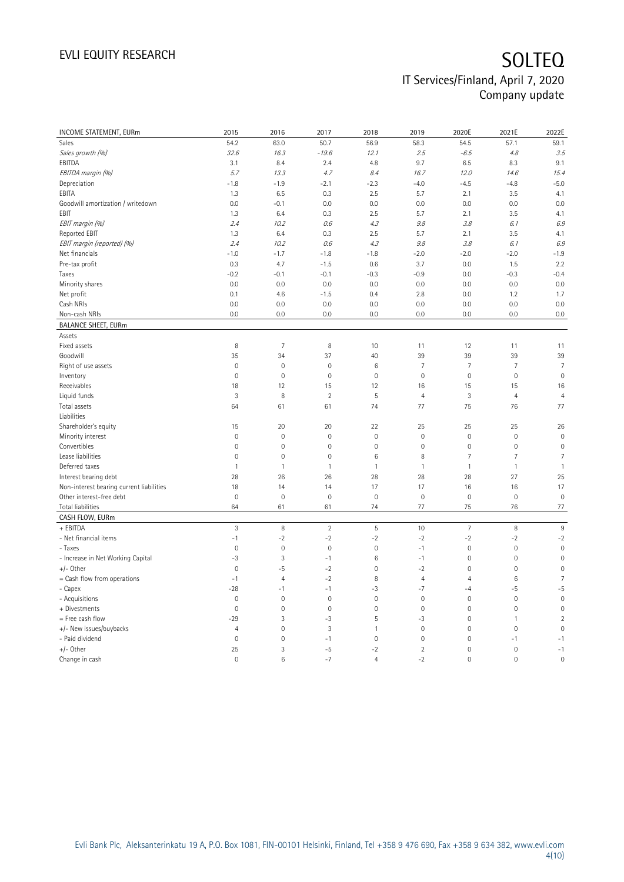| INCOME STATEMENT, EURm | 2015 | 2016 | 2017 | 2018 | 2019 | 2020E | 2021E | 2022E |
|---|---|---|---|---|---|---|---|---|
| Sales | 54.2 | 63.0 | 50.7 | 56.9 | 58.3 | 54.5 | 57.1 | 59.1 |
| *Sales growth (%)* | *32.6* | *16.3* | *-19.6* | *12.1* | *2.5* | *-6.5* | *4.8* | *3.5* |
| EBITDA | 3.1 | 8.4 | 2.4 | 4.8 | 9.7 | 6.5 | 8.3 | 9.1 |
| *EBITDA margin (%)* | *5.7* | *13.3* | *4.7* | *8.4* | *16.7* | *12.0* | *14.6* | *15.4* |
| Depreciation | -1.8 | -1.9 | -2.1 | -2.3 | -4.0 | -4.5 | -4.8 | -5.0 |
| EBITA | 1.3 | 6.5 | 0.3 | 2.5 | 5.7 | 2.1 | 3.5 | 4.1 |
| Goodwill amortization / writedown | 0.0 | -0.1 | 0.0 | 0.0 | 0.0 | 0.0 | 0.0 | 0.0 |
| EBIT | 1.3 | 6.4 | 0.3 | 2.5 | 5.7 | 2.1 | 3.5 | 4.1 |
| *EBIT margin (%)* | *2.4* | *10.2* | *0.6* | *4.3* | *9.8* | *3.8* | *6.1* | *6.9* |
| Reported EBIT | 1.3 | 6.4 | 0.3 | 2.5 | 5.7 | 2.1 | 3.5 | 4.1 |
| *EBIT margin (reported) (%)* | *2.4* | *10.2* | *0.6* | *4.3* | *9.8* | *3.8* | *6.1* | *6.9* |
| Net financials | -1.0 | -1.7 | -1.8 | -1.8 | -2.0 | -2.0 | -2.0 | -1.9 |
| Pre-tax profit | 0.3 | 4.7 | -1.5 | 0.6 | 3.7 | 0.0 | 1.5 | 2.2 |
| Taxes | -0.2 | -0.1 | -0.1 | -0.3 | -0.9 | 0.0 | -0.3 | -0.4 |
| Minority shares | 0.0 | 0.0 | 0.0 | 0.0 | 0.0 | 0.0 | 0.0 | 0.0 |
| Net profit | 0.1 | 4.6 | -1.5 | 0.4 | 2.8 | 0.0 | 1.2 | 1.7 |
| Cash NRIs | 0.0 | 0.0 | 0.0 | 0.0 | 0.0 | 0.0 | 0.0 | 0.0 |
| Non-cash NRIs | 0.0 | 0.0 | 0.0 | 0.0 | 0.0 | 0.0 | 0.0 | 0.0 |
| **BALANCE SHEET, EURm** | | | | | | | | |
| Assets | | | | | | | | |
| Fixed assets | 8 | 7 | 8 | 10 | 11 | 12 | 11 | 11 |
| Goodwill | 35 | 34 | 37 | 40 | 39 | 39 | 39 | 39 |
| Right of use assets | 0 | 0 | 0 | 6 | 7 | 7 | 7 | 7 |
| Inventory | 0 | 0 | 0 | 0 | 0 | 0 | 0 | 0 |
| Receivables | 18 | 12 | 15 | 12 | 16 | 15 | 15 | 16 |
| Liquid funds | 3 | 8 | 2 | 5 | 4 | 3 | 4 | 4 |
| Total assets | 64 | 61 | 61 | 74 | 77 | 75 | 76 | 77 |
| Liabilities | | | | | | | | |
| Shareholder's equity | 15 | 20 | 20 | 22 | 25 | 25 | 25 | 26 |
| Minority interest | 0 | 0 | 0 | 0 | 0 | 0 | 0 | 0 |
| Convertibles | 0 | 0 | 0 | 0 | 0 | 0 | 0 | 0 |
| Lease liabilities | 0 | 0 | 0 | 6 | 8 | 7 | 7 | 7 |
| Deferred taxes | 1 | 1 | 1 | 1 | 1 | 1 | 1 | 1 |
| Interest bearing debt | 28 | 26 | 26 | 28 | 28 | 28 | 27 | 25 |
| Non-interest bearing current liabilities | 18 | 14 | 14 | 17 | 17 | 16 | 16 | 17 |
| Other interest-free debt | 0 | 0 | 0 | 0 | 0 | 0 | 0 | 0 |
| Total liabilities | 64 | 61 | 61 | 74 | 77 | 75 | 76 | 77 |
| **CASH FLOW, EURm** | | | | | | | | |
| + EBITDA | 3 | 8 | 2 | 5 | 10 | 7 | 8 | 9 |
| - Net financial items | -1 | -2 | -2 | -2 | -2 | -2 | -2 | -2 |
| - Taxes | 0 | 0 | 0 | 0 | -1 | 0 | 0 | 0 |
| - Increase in Net Working Capital | -3 | 3 | -1 | 6 | -1 | 0 | 0 | 0 |
| +/- Other | 0 | -5 | -2 | 0 | -2 | 0 | 0 | 0 |
| = Cash flow from operations | -1 | 4 | -2 | 8 | 4 | 4 | 6 | 7 |
| - Capex | -28 | -1 | -1 | -3 | -7 | -4 | -5 | -5 |
| - Acquisitions | 0 | 0 | 0 | 0 | 0 | 0 | 0 | 0 |
| + Divestments | 0 | 0 | 0 | 0 | 0 | 0 | 0 | 0 |
| = Free cash flow | -29 | 3 | -3 | 5 | -3 | 0 | 1 | 2 |
| +/- New issues/buybacks | 4 | 0 | 3 | 1 | 0 | 0 | 0 | 0 |
| - Paid dividend | 0 | 0 | -1 | 0 | 0 | 0 | -1 | -1 |
| +/- Other | 25 | 3 | -5 | -2 | 2 | 0 | 0 | -1 |
| Change in cash | 0 | 6 | -7 | 4 | -2 | 0 | 0 | 0 |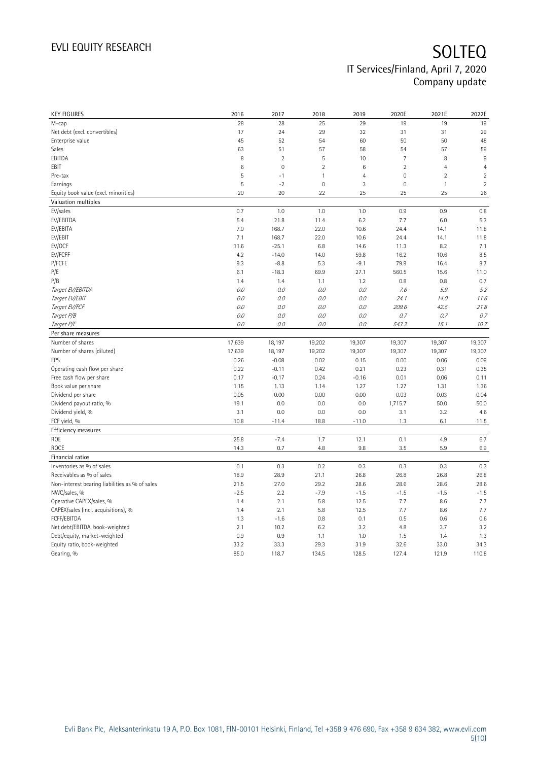# SOLTEQ

IT Services/Finland, April 7, 2020
Company update

| KEY FIGURES | 2016 | 2017 | 2018 | 2019 | 2020E | 2021E | 2022E |
|---|---|---|---|---|---|---|---|
| M-cap | 28 | 28 | 25 | 29 | 19 | 19 | 19 |
| Net debt (excl. convertibles) | 17 | 24 | 29 | 32 | 31 | 31 | 29 |
| Enterprise value | 45 | 52 | 54 | 60 | 50 | 50 | 48 |
| Sales | 63 | 51 | 57 | 58 | 54 | 57 | 59 |
| EBITDA | 8 | 2 | 5 | 10 | 7 | 8 | 9 |
| EBIT | 6 | 0 | 2 | 6 | 2 | 4 | 4 |
| Pre-tax | 5 | -1 | 1 | 4 | 0 | 2 | 2 |
| Earnings | 5 | -2 | 0 | 3 | 0 | 1 | 2 |
| Equity book value (excl. minorities) | 20 | 20 | 22 | 25 | 25 | 25 | 26 |
| **Valuation multiples** | | | | | | | |
| EV/sales | 0.7 | 1.0 | 1.0 | 1.0 | 0.9 | 0.9 | 0.8 |
| EV/EBITDA | 5.4 | 21.8 | 11.4 | 6.2 | 7.7 | 6.0 | 5.3 |
| EV/EBITA | 7.0 | 168.7 | 22.0 | 10.6 | 24.4 | 14.1 | 11.8 |
| EV/EBIT | 7.1 | 168.7 | 22.0 | 10.6 | 24.4 | 14.1 | 11.8 |
| EV/OCF | 11.6 | -25.1 | 6.8 | 14.6 | 11.3 | 8.2 | 7.1 |
| EV/FCFF | 4.2 | -14.0 | 14.0 | 59.8 | 16.2 | 10.6 | 8.5 |
| P/FCFE | 9.3 | -8.8 | 5.3 | -9.1 | 79.9 | 16.4 | 8.7 |
| P/E | 6.1 | -18.3 | 69.9 | 27.1 | 560.5 | 15.6 | 11.0 |
| P/B | 1.4 | 1.4 | 1.1 | 1.2 | 0.8 | 0.8 | 0.7 |
| *Target EV/EBITDA* | *0.0* | *0.0* | *0.0* | *0.0* | *7.6* | *5.9* | *5.2* |
| *Target EV/EBIT* | *0.0* | *0.0* | *0.0* | *0.0* | *24.1* | *14.0* | *11.6* |
| *Target EV/FCF* | *0.0* | *0.0* | *0.0* | *0.0* | *209.6* | *42.5* | *21.8* |
| *Target P/B* | *0.0* | *0.0* | *0.0* | *0.0* | *0.7* | *0.7* | *0.7* |
| *Target P/E* | *0.0* | *0.0* | *0.0* | *0.0* | *543.3* | *15.1* | *10.7* |
| **Per share measures** | | | | | | | |
| Number of shares | 17,639 | 18,197 | 19,202 | 19,307 | 19,307 | 19,307 | 19,307 |
| Number of shares (diluted) | 17,639 | 18,197 | 19,202 | 19,307 | 19,307 | 19,307 | 19,307 |
| EPS | 0.26 | -0.08 | 0.02 | 0.15 | 0.00 | 0.06 | 0.09 |
| Operating cash flow per share | 0.22 | -0.11 | 0.42 | 0.21 | 0.23 | 0.31 | 0.35 |
| Free cash flow per share | 0.17 | -0.17 | 0.24 | -0.16 | 0.01 | 0.06 | 0.11 |
| Book value per share | 1.15 | 1.13 | 1.14 | 1.27 | 1.27 | 1.31 | 1.36 |
| Dividend per share | 0.05 | 0.00 | 0.00 | 0.00 | 0.03 | 0.03 | 0.04 |
| Dividend payout ratio, % | 19.1 | 0.0 | 0.0 | 0.0 | 1,715.7 | 50.0 | 50.0 |
| Dividend yield, % | 3.1 | 0.0 | 0.0 | 0.0 | 3.1 | 3.2 | 4.6 |
| FCF yield, % | 10.8 | -11.4 | 18.8 | -11.0 | 1.3 | 6.1 | 11.5 |
| **Efficiency measures** | | | | | | | |
| ROE | 25.8 | -7.4 | 1.7 | 12.1 | 0.1 | 4.9 | 6.7 |
| ROCE | 14.3 | 0.7 | 4.8 | 9.8 | 3.5 | 5.9 | 6.9 |
| **Financial ratios** | | | | | | | |
| Inventories as % of sales | 0.1 | 0.3 | 0.2 | 0.3 | 0.3 | 0.3 | 0.3 |
| Receivables as % of sales | 18.9 | 28.9 | 21.1 | 26.8 | 26.8 | 26.8 | 26.8 |
| Non-interest bearing liabilities as % of sales | 21.5 | 27.0 | 29.2 | 28.6 | 28.6 | 28.6 | 28.6 |
| NWC/sales, % | -2.5 | 2.2 | -7.9 | -1.5 | -1.5 | -1.5 | -1.5 |
| Operative CAPEX/sales, % | 1.4 | 2.1 | 5.8 | 12.5 | 7.7 | 8.6 | 7.7 |
| CAPEX/sales (incl. acquisitions), % | 1.4 | 2.1 | 5.8 | 12.5 | 7.7 | 8.6 | 7.7 |
| FCFF/EBITDA | 1.3 | -1.6 | 0.8 | 0.1 | 0.5 | 0.6 | 0.6 |
| Net debt/EBITDA, book-weighted | 2.1 | 10.2 | 6.2 | 3.2 | 4.8 | 3.7 | 3.2 |
| Debt/equity, market-weighted | 0.9 | 0.9 | 1.1 | 1.0 | 1.5 | 1.4 | 1.3 |
| Equity ratio, book-weighted | 33.2 | 33.3 | 29.3 | 31.9 | 32.6 | 33.0 | 34.3 |
| Gearing, % | 85.0 | 118.7 | 134.5 | 128.5 | 127.4 | 121.9 | 110.8 |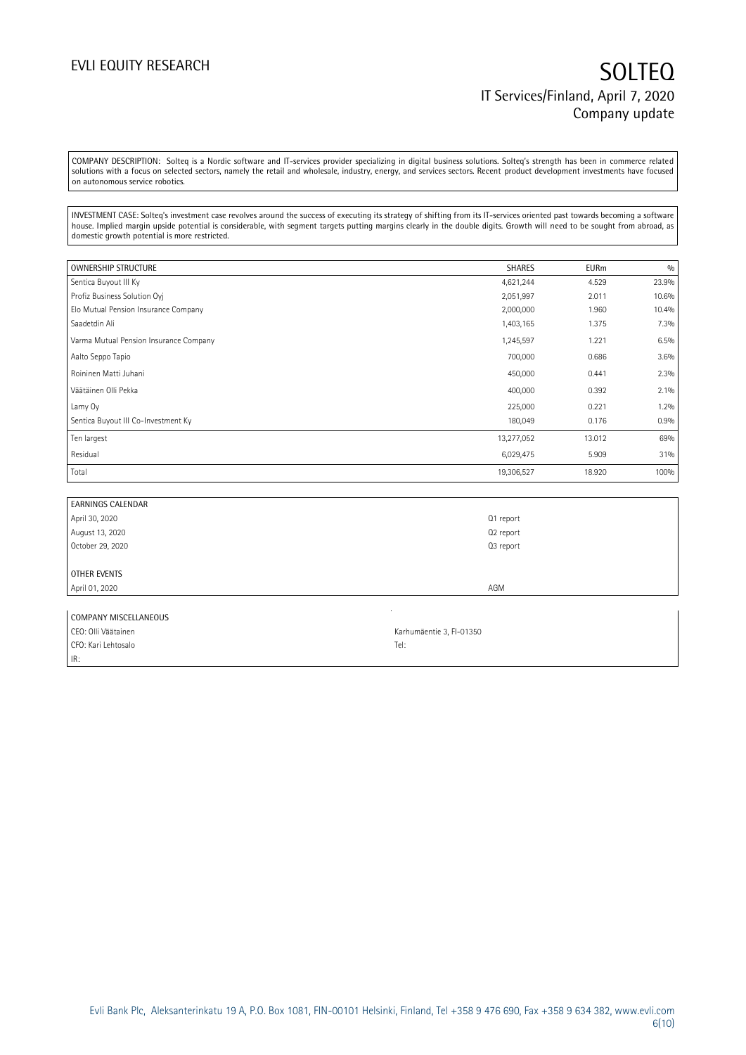COMPANY DESCRIPTION: Solteq is a Nordic software and IT-services provider specializing in digital business solutions. Solteq's strength has been in commerce related solutions with a focus on selected sectors, namely the retail and wholesale, industry, energy, and services sectors. Recent product development investments have focused on autonomous service robotics.

INVESTMENT CASE: Solteq's investment case revolves around the success of executing its strategy of shifting from its IT-services oriented past towards becoming a software house. Implied margin upside potential is considerable, with segment targets putting margins clearly in the double digits. Growth will need to be sought from abroad, as domestic growth potential is more restricted.

| OWNERSHIP STRUCTURE | SHARES | EURm | % |
|---|---|---|---|
| Sentica Buyout III Ky | 4,621,244 | 4.529 | 23.9% |
| Profiz Business Solution Oyj | 2,051,997 | 2.011 | 10.6% |
| Elo Mutual Pension Insurance Company | 2,000,000 | 1.960 | 10.4% |
| Saadetdin Ali | 1,403,165 | 1.375 | 7.3% |
| Varma Mutual Pension Insurance Company | 1,245,597 | 1.221 | 6.5% |
| Aalto Seppo Tapio | 700,000 | 0.686 | 3.6% |
| Roininen Matti Juhani | 450,000 | 0.441 | 2.3% |
| Väätäinen Olli Pekka | 400,000 | 0.392 | 2.1% |
| Lamy Oy | 225,000 | 0.221 | 1.2% |
| Sentica Buyout III Co-Investment Ky | 180,049 | 0.176 | 0.9% |
| Ten largest | 13,277,052 | 13.012 | 69% |
| Residual | 6,029,475 | 5.909 | 31% |
| Total | 19,306,527 | 18.920 | 100% |

| EARNINGS CALENDAR | |
|---|---|
| April 30, 2020 | Q1 report |
| August 13, 2020 | Q2 report |
| October 29, 2020 | Q3 report |
| | |
| OTHER EVENTS | |
| April 01, 2020 | AGM |

| COMPANY MISCELLANEOUS | |
|---|---|
| CEO: Olli Väätäinen | Karhumäentie 3, FI-01350 |
| CFO: Kari Lehtosalo | Tel: |
| IR: | |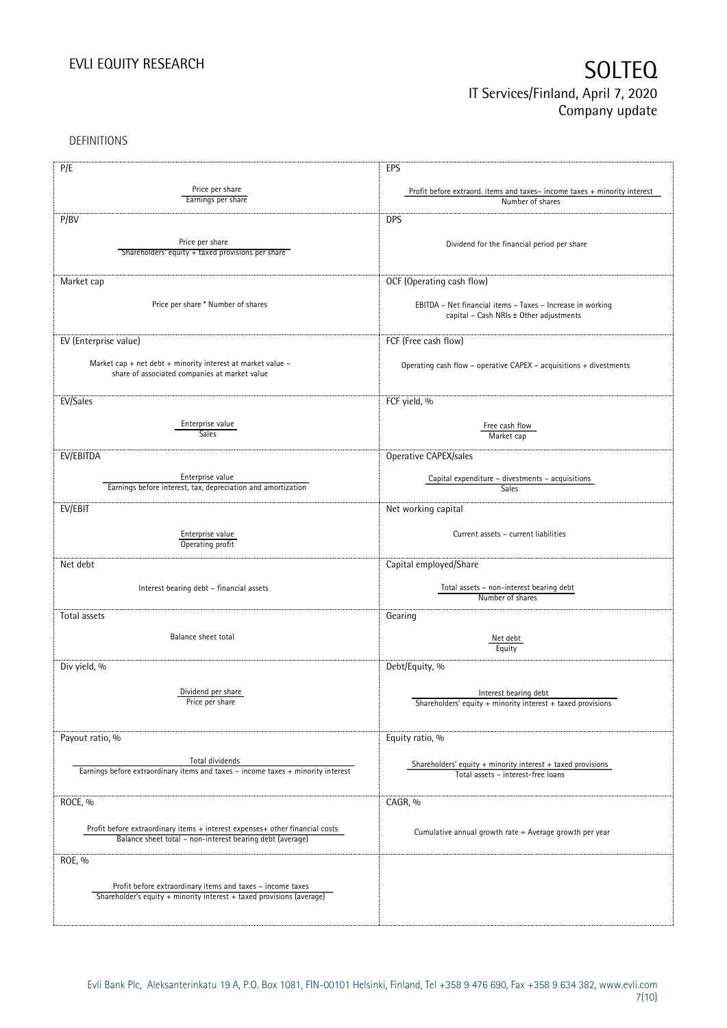## DEFINITIONS

| | |
|---|---|
| **P/E**<br><br>$\frac{\text{Price per share}}{\text{Earnings per share}}$ | **EPS**<br><br>$\frac{\text{Profit before extraord. items and taxes– income taxes + minority interest}}{\text{Number of shares}}$ |
| **P/BV**<br><br>$\frac{\text{Price per share}}{\text{Shareholders' equity + taxed provisions per share}}$ | **DPS**<br><br>Dividend for the financial period per share |
| **Market cap**<br><br>Price per share * Number of shares | **OCF (Operating cash flow)**<br><br>EBITDA – Net financial items – Taxes – Increase in working capital – Cash NRIs ± Other adjustments |
| **EV (Enterprise value)**<br><br>Market cap + net debt + minority interest at market value – share of associated companies at market value | **FCF (Free cash flow)**<br><br>Operating cash flow – operative CAPEX – acquisitions + divestments |
| **EV/Sales**<br><br>$\frac{\text{Enterprise value}}{\text{Sales}}$ | **FCF yield, %**<br><br>$\frac{\text{Free cash flow}}{\text{Market cap}}$ |
| **EV/EBITDA**<br><br>$\frac{\text{Enterprise value}}{\text{Earnings before interest, tax, depreciation and amortization}}$ | **Operative CAPEX/sales**<br><br>$\frac{\text{Capital expenditure – divestments – acquisitions}}{\text{Sales}}$ |
| **EV/EBIT**<br><br>$\frac{\text{Enterprise value}}{\text{Operating profit}}$ | **Net working capital**<br><br>Current assets – current liabilities |
| **Net debt**<br><br>Interest bearing debt – financial assets | **Capital employed/Share**<br><br>$\frac{\text{Total assets – non-interest bearing debt}}{\text{Number of shares}}$ |
| **Total assets**<br><br>Balance sheet total | **Gearing**<br><br>$\frac{\text{Net debt}}{\text{Equity}}$ |
| **Div yield, %**<br><br>$\frac{\text{Dividend per share}}{\text{Price per share}}$ | **Debt/Equity, %**<br><br>$\frac{\text{Interest bearing debt}}{\text{Shareholders' equity + minority interest + taxed provisions}}$ |
| **Payout ratio, %**<br><br>$\frac{\text{Total dividends}}{\text{Earnings before extraordinary items and taxes – income taxes + minority interest}}$ | **Equity ratio, %**<br><br>$\frac{\text{Shareholders' equity + minority interest + taxed provisions}}{\text{Total assets – interest-free loans}}$ |
| **ROCE, %**<br><br>$\frac{\text{Profit before extraordinary items + interest expenses+ other financial costs}}{\text{Balance sheet total – non-interest bearing debt (average)}}$ | **CAGR, %**<br><br>Cumulative annual growth rate = Average growth per year |
| **ROE, %**<br><br>$\frac{\text{Profit before extraordinary items and taxes – income taxes}}{\text{Shareholder's equity + minority interest + taxed provisions (average)}}$ | |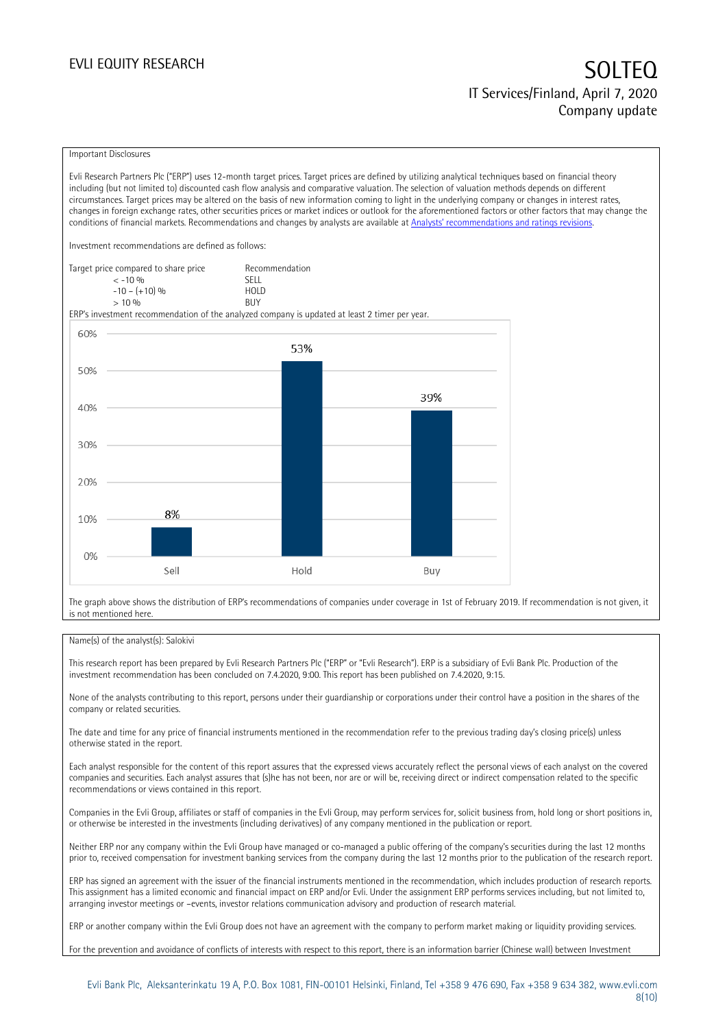Important Disclosures

Evli Research Partners Plc ("ERP") uses 12-month target prices. Target prices are defined by utilizing analytical techniques based on financial theory including (but not limited to) discounted cash flow analysis and comparative valuation. The selection of valuation methods depends on different circumstances. Target prices may be altered on the basis of new information coming to light in the underlying company or changes in interest rates, changes in foreign exchange rates, other securities prices or market indices or outlook for the aforementioned factors or other factors that may change the conditions of financial markets. Recommendations and changes by analysts are available at [Analysts' recommendations and ratings revisions](Analysts' recommendations and ratings revisions).

Investment recommendations are defined as follows:

| Target price compared to share price | Recommendation |
|---|---|
| < -10 % | SELL |
| -10 – (+10) % | HOLD |
| > 10 % | BUY |

ERP's investment recommendation of the analyzed company is updated at least 2 timer per year.

| | Sell | Hold | Buy |
|---|---|---|---|
| Share | 8% | 53% | 39% |

The graph above shows the distribution of ERP's recommendations of companies under coverage in 1st of February 2019. If recommendation is not given, it is not mentioned here.

Name(s) of the analyst(s): Salokivi

This research report has been prepared by Evli Research Partners Plc ("ERP" or "Evli Research"). ERP is a subsidiary of Evli Bank Plc. Production of the investment recommendation has been concluded on 7.4.2020, 9:00. This report has been published on 7.4.2020, 9:15.

None of the analysts contributing to this report, persons under their guardianship or corporations under their control have a position in the shares of the company or related securities.

The date and time for any price of financial instruments mentioned in the recommendation refer to the previous trading day's closing price(s) unless otherwise stated in the report.

Each analyst responsible for the content of this report assures that the expressed views accurately reflect the personal views of each analyst on the covered companies and securities. Each analyst assures that (s)he has not been, nor are or will be, receiving direct or indirect compensation related to the specific recommendations or views contained in this report.

Companies in the Evli Group, affiliates or staff of companies in the Evli Group, may perform services for, solicit business from, hold long or short positions in, or otherwise be interested in the investments (including derivatives) of any company mentioned in the publication or report.

Neither ERP nor any company within the Evli Group have managed or co-managed a public offering of the company's securities during the last 12 months prior to, received compensation for investment banking services from the company during the last 12 months prior to the publication of the research report.

ERP has signed an agreement with the issuer of the financial instruments mentioned in the recommendation, which includes production of research reports. This assignment has a limited economic and financial impact on ERP and/or Evli. Under the assignment ERP performs services including, but not limited to, arranging investor meetings or –events, investor relations communication advisory and production of research material.

ERP or another company within the Evli Group does not have an agreement with the company to perform market making or liquidity providing services.

For the prevention and avoidance of conflicts of interests with respect to this report, there is an information barrier (Chinese wall) between Investment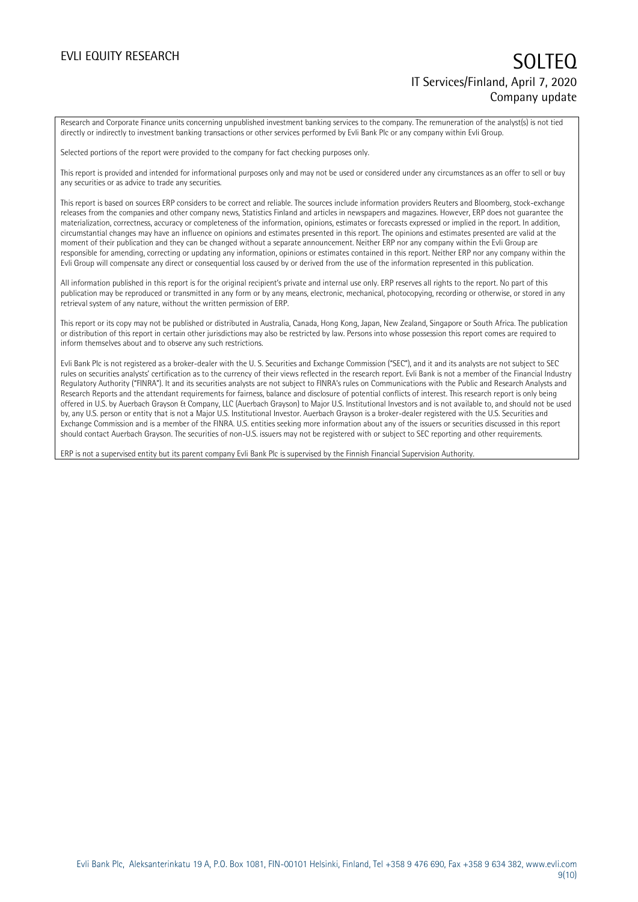Research and Corporate Finance units concerning unpublished investment banking services to the company. The remuneration of the analyst(s) is not tied directly or indirectly to investment banking transactions or other services performed by Evli Bank Plc or any company within Evli Group.

Selected portions of the report were provided to the company for fact checking purposes only.

This report is provided and intended for informational purposes only and may not be used or considered under any circumstances as an offer to sell or buy any securities or as advice to trade any securities.

This report is based on sources ERP considers to be correct and reliable. The sources include information providers Reuters and Bloomberg, stock-exchange releases from the companies and other company news, Statistics Finland and articles in newspapers and magazines. However, ERP does not guarantee the materialization, correctness, accuracy or completeness of the information, opinions, estimates or forecasts expressed or implied in the report. In addition, circumstantial changes may have an influence on opinions and estimates presented in this report. The opinions and estimates presented are valid at the moment of their publication and they can be changed without a separate announcement. Neither ERP nor any company within the Evli Group are responsible for amending, correcting or updating any information, opinions or estimates contained in this report. Neither ERP nor any company within the Evli Group will compensate any direct or consequential loss caused by or derived from the use of the information represented in this publication.

All information published in this report is for the original recipient's private and internal use only. ERP reserves all rights to the report. No part of this publication may be reproduced or transmitted in any form or by any means, electronic, mechanical, photocopying, recording or otherwise, or stored in any retrieval system of any nature, without the written permission of ERP.

This report or its copy may not be published or distributed in Australia, Canada, Hong Kong, Japan, New Zealand, Singapore or South Africa. The publication or distribution of this report in certain other jurisdictions may also be restricted by law. Persons into whose possession this report comes are required to inform themselves about and to observe any such restrictions.

Evli Bank Plc is not registered as a broker-dealer with the U. S. Securities and Exchange Commission ("SEC"), and it and its analysts are not subject to SEC rules on securities analysts' certification as to the currency of their views reflected in the research report. Evli Bank is not a member of the Financial Industry Regulatory Authority ("FINRA"). It and its securities analysts are not subject to FINRA's rules on Communications with the Public and Research Analysts and Research Reports and the attendant requirements for fairness, balance and disclosure of potential conflicts of interest. This research report is only being offered in U.S. by Auerbach Grayson & Company, LLC (Auerbach Grayson) to Major U.S. Institutional Investors and is not available to, and should not be used by, any U.S. person or entity that is not a Major U.S. Institutional Investor. Auerbach Grayson is a broker-dealer registered with the U.S. Securities and Exchange Commission and is a member of the FINRA. U.S. entities seeking more information about any of the issuers or securities discussed in this report should contact Auerbach Grayson. The securities of non-U.S. issuers may not be registered with or subject to SEC reporting and other requirements.

ERP is not a supervised entity but its parent company Evli Bank Plc is supervised by the Finnish Financial Supervision Authority.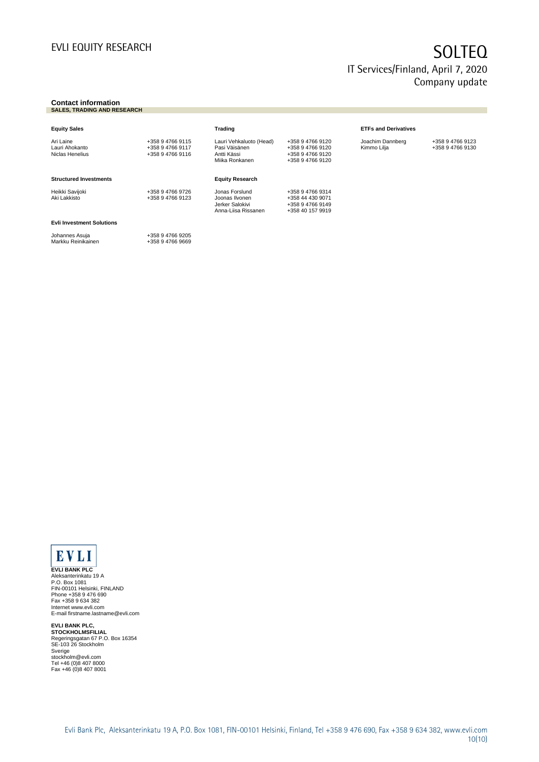## Contact information

**SALES, TRADING AND RESEARCH**

**Equity Sales**

| | |
|---|---|
| Ari Laine | +358 9 4766 9115 |
| Lauri Ahokanto | +358 9 4766 9117 |
| Niclas Henelius | +358 9 4766 9116 |

**Trading**

| | |
|---|---|
| Lauri Vehkaluoto (Head) | +358 9 4766 9120 |
| Pasi Väisänen | +358 9 4766 9120 |
| Antti Kässi | +358 9 4766 9120 |
| Miika Ronkanen | +358 9 4766 9120 |

**ETFs and Derivatives**

| | |
|---|---|
| Joachim Dannberg | +358 9 4766 9123 |
| Kimmo Lilja | +358 9 4766 9130 |

**Structured Investments**

| | |
|---|---|
| Heikki Savijoki | +358 9 4766 9726 |
| Aki Lakkisto | +358 9 4766 9123 |

**Equity Research**

| | |
|---|---|
| Jonas Forslund | +358 9 4766 9314 |
| Joonas Ilvonen | +358 44 430 9071 |
| Jerker Salokivi | +358 9 4766 9149 |
| Anna-Liisa Rissanen | +358 40 157 9919 |

**Evli Investment Solutions**

| | |
|---|---|
| Johannes Asuja | +358 9 4766 9205 |
| Markku Reinikainen | +358 9 4766 9669 |

**EVLI BANK PLC**
Aleksanterinkatu 19 A
P.O. Box 1081
FIN-00101 Helsinki, FINLAND
Phone +358 9 476 690
Fax +358 9 634 382
Internet www.evli.com
E-mail firstname.lastname@evli.com

**EVLI BANK PLC, STOCKHOLMSFILIAL**
Regeringsgatan 67 P.O. Box 16354
SE-103 26 Stockholm
Sverige
stockholm@evli.com
Tel +46 (0)8 407 8000
Fax +46 (0)8 407 8001